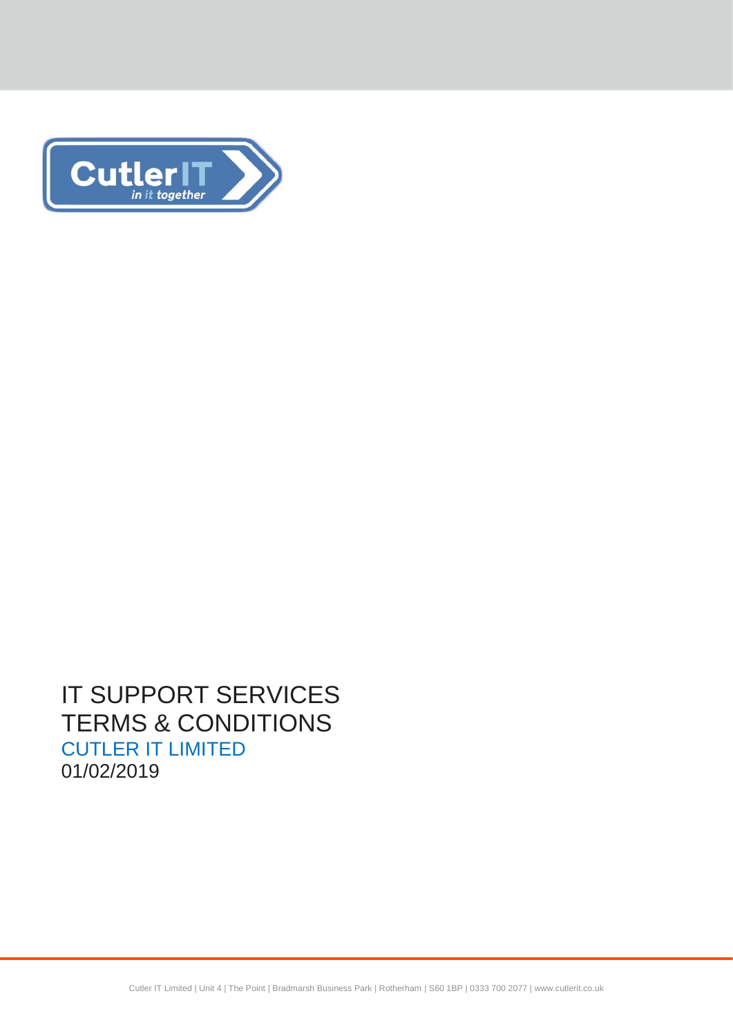# IT SUPPORT SERVICES TERMS & CONDITIONS

## CUTLER IT LIMITED

01/02/2019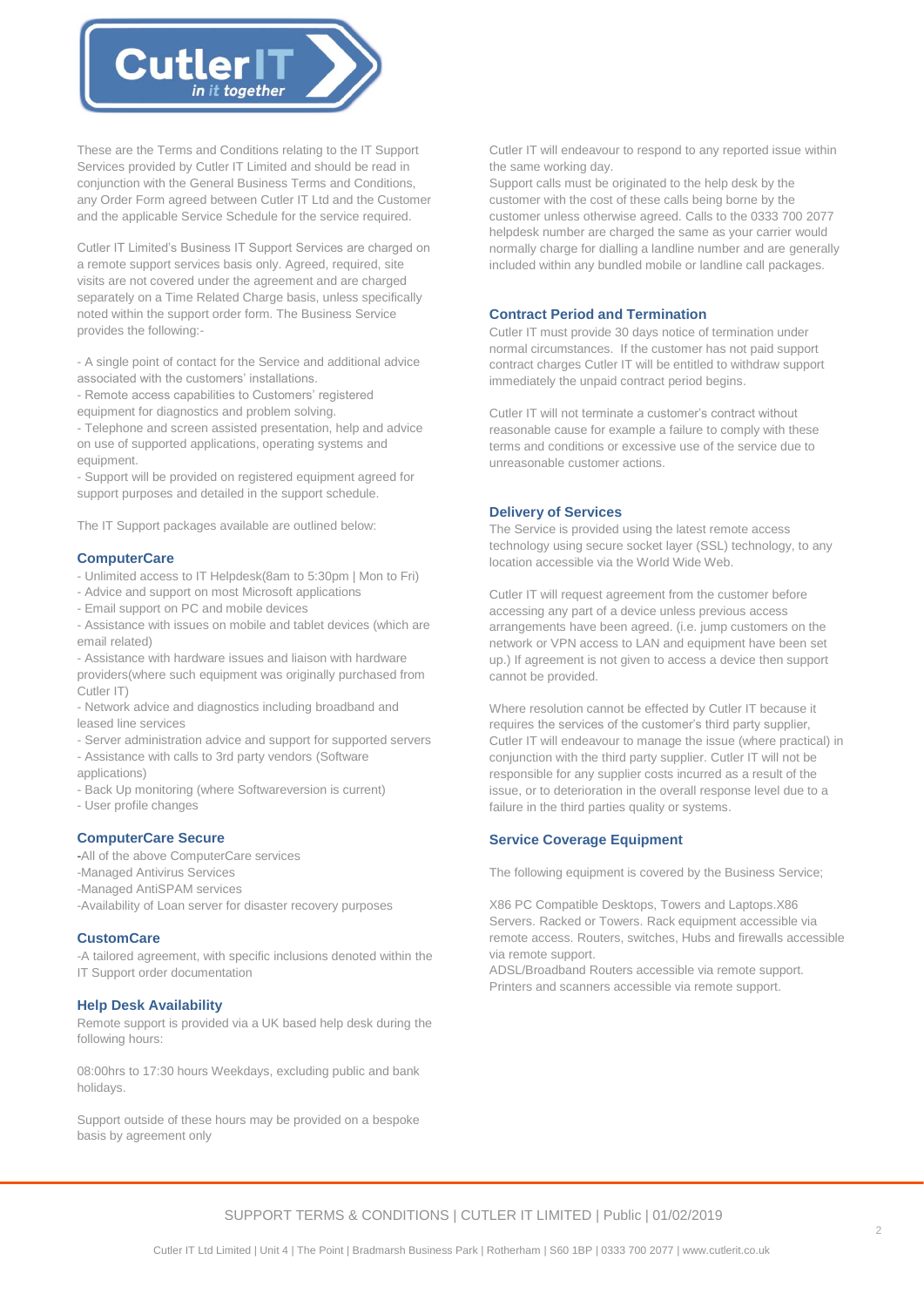These are the Terms and Conditions relating to the IT Support Services provided by Cutler IT Limited and should be read in conjunction with the General Business Terms and Conditions, any Order Form agreed between Cutler IT Ltd and the Customer and the applicable Service Schedule for the service required.

Cutler IT Limited's Business IT Support Services are charged on a remote support services basis only. Agreed, required, site visits are not covered under the agreement and are charged separately on a Time Related Charge basis, unless specifically noted within the support order form. The Business Service provides the following:-

- A single point of contact for the Service and additional advice associated with the customers' installations.
- Remote access capabilities to Customers' registered equipment for diagnostics and problem solving.
- Telephone and screen assisted presentation, help and advice on use of supported applications, operating systems and equipment.
- Support will be provided on registered equipment agreed for support purposes and detailed in the support schedule.

The IT Support packages available are outlined below:

### ComputerCare

- Unlimited access to IT Helpdesk(8am to 5:30pm | Mon to Fri)
- Advice and support on most Microsoft applications
- Email support on PC and mobile devices
- Assistance with issues on mobile and tablet devices (which are email related)
- Assistance with hardware issues and liaison with hardware providers(where such equipment was originally purchased from Cutler IT)
- Network advice and diagnostics including broadband and leased line services
- Server administration advice and support for supported servers
- Assistance with calls to 3rd party vendors (Software applications)
- Back Up monitoring (where Softwareversion is current)
- User profile changes

### ComputerCare Secure

- All of the above ComputerCare services
- Managed Antivirus Services
- Managed AntiSPAM services
- Availability of Loan server for disaster recovery purposes

### CustomCare

-A tailored agreement, with specific inclusions denoted within the IT Support order documentation

### Help Desk Availability

Remote support is provided via a UK based help desk during the following hours:

08:00hrs to 17:30 hours Weekdays, excluding public and bank holidays.

Support outside of these hours may be provided on a bespoke basis by agreement only

Cutler IT will endeavour to respond to any reported issue within the same working day.

Support calls must be originated to the help desk by the customer with the cost of these calls being borne by the customer unless otherwise agreed. Calls to the 0333 700 2077 helpdesk number are charged the same as your carrier would normally charge for dialling a landline number and are generally included within any bundled mobile or landline call packages.

### Contract Period and Termination

Cutler IT must provide 30 days notice of termination under normal circumstances. If the customer has not paid support contract charges Cutler IT will be entitled to withdraw support immediately the unpaid contract period begins.

Cutler IT will not terminate a customer's contract without reasonable cause for example a failure to comply with these terms and conditions or excessive use of the service due to unreasonable customer actions.

### Delivery of Services

The Service is provided using the latest remote access technology using secure socket layer (SSL) technology, to any location accessible via the World Wide Web.

Cutler IT will request agreement from the customer before accessing any part of a device unless previous access arrangements have been agreed. (i.e. jump customers on the network or VPN access to LAN and equipment have been set up.) If agreement is not given to access a device then support cannot be provided.

Where resolution cannot be effected by Cutler IT because it requires the services of the customer's third party supplier, Cutler IT will endeavour to manage the issue (where practical) in conjunction with the third party supplier. Cutler IT will not be responsible for any supplier costs incurred as a result of the issue, or to deterioration in the overall response level due to a failure in the third parties quality or systems.

### Service Coverage Equipment

The following equipment is covered by the Business Service;

X86 PC Compatible Desktops, Towers and Laptops.X86 Servers. Racked or Towers. Rack equipment accessible via remote access. Routers, switches, Hubs and firewalls accessible via remote support.
ADSL/Broadband Routers accessible via remote support.
Printers and scanners accessible via remote support.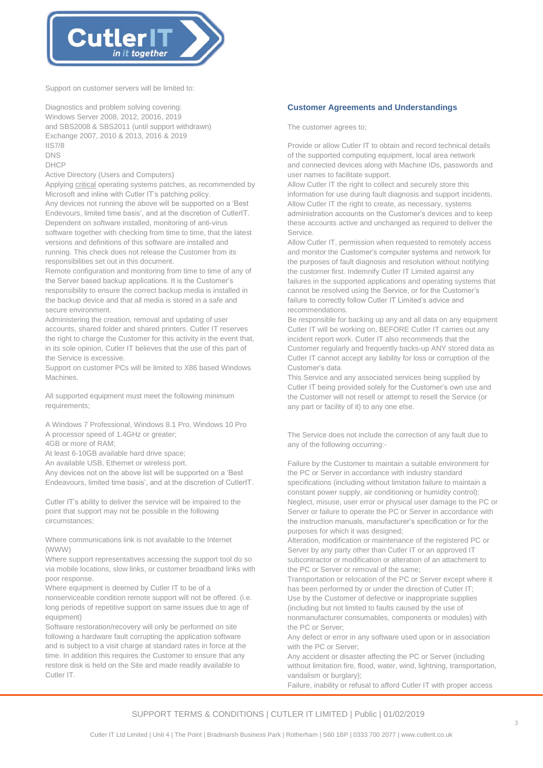Support on customer servers will be limited to:

Diagnostics and problem solving covering:
Windows Server 2008, 2012, 20016, 2019
and SBS2008 & SBS2011 (until support withdrawn)
Exchange 2007, 2010 & 2013, 2016 & 2019
IIS7/8
DNS
DHCP
Active Directory (Users and Computers)
Applying critical operating systems patches, as recommended by Microsoft and inline with Cutler IT's patching policy.
Any devices not running the above will be supported on a 'Best Endevours, limited time basis', and at the discretion of CutlerIT.
Dependent on software installed, monitoring of anti-virus software together with checking from time to time, that the latest versions and definitions of this software are installed and running. This check does not release the Customer from its responsibilities set out in this document.
Remote configuration and monitoring from time to time of any of the Server based backup applications. It is the Customer's responsibility to ensure the correct backup media is installed in the backup device and that all media is stored in a safe and secure environment.
Administering the creation, removal and updating of user accounts, shared folder and shared printers. Cutler IT reserves the right to charge the Customer for this activity in the event that, in its sole opinion, Cutler IT believes that the use of this part of the Service is excessive.
Support on customer PCs will be limited to X86 based Windows Machines.

All supported equipment must meet the following minimum requirements;

A Windows 7 Professional, Windows 8.1 Pro, Windows 10 Pro
A processor speed of 1.4GHz or greater;
4GB or more of RAM;
At least 6-10GB available hard drive space;
An available USB, Ethernet or wireless port.
Any devices not on the above list will be supported on a 'Best Endeavours, limited time basis', and at the discretion of CutlerIT.

Cutler IT's ability to deliver the service will be impaired to the point that support may not be possible in the following circumstances;

Where communications link is not available to the Internet (WWW)
Where support representatives accessing the support tool do so via mobile locations, slow links, or customer broadband links with poor response.
Where equipment is deemed by Cutler IT to be of a nonserviceable condition remote support will not be offered. (i.e. long periods of repetitive support on same issues due to age of equipment)
Software restoration/recovery will only be performed on site following a hardware fault corrupting the application software and is subject to a visit charge at standard rates in force at the time. In addition this requires the Customer to ensure that any restore disk is held on the Site and made readily available to Cutler IT.

## Customer Agreements and Understandings

The customer agrees to;

Provide or allow Cutler IT to obtain and record technical details of the supported computing equipment, local area network and connected devices along with Machine IDs, passwords and user names to facilitate support.
Allow Cutler IT the right to collect and securely store this information for use during fault diagnosis and support incidents.
Allow Cutler IT the right to create, as necessary, systems administration accounts on the Customer's devices and to keep these accounts active and unchanged as required to deliver the Service.
Allow Cutler IT, permission when requested to remotely access and monitor the Customer's computer systems and network for the purposes of fault diagnosis and resolution without notifying the customer first. Indemnify Cutler IT Limited against any failures in the supported applications and operating systems that cannot be resolved using the Service, or for the Customer's failure to correctly follow Cutler IT Limited's advice and recommendations.
Be responsible for backing up any and all data on any equipment Cutler IT will be working on, BEFORE Cutler IT carries out any incident report work. Cutler IT also recommends that the Customer regularly and frequently backs-up ANY stored data as Cutler IT cannot accept any liability for loss or corruption of the Customer's data.
This Service and any associated services being supplied by Cutler IT being provided solely for the Customer's own use and the Customer will not resell or attempt to resell the Service (or any part or facility of it) to any one else.

The Service does not include the correction of any fault due to any of the following occurring:-

Failure by the Customer to maintain a suitable environment for the PC or Server in accordance with industry standard specifications (including without limitation failure to maintain a constant power supply, air conditioning or humidity control);
Neglect, misuse, user error or physical user damage to the PC or Server or failure to operate the PC or Server in accordance with the instruction manuals, manufacturer's specification or for the purposes for which it was designed;
Alteration, modification or maintenance of the registered PC or Server by any party other than Cutler IT or an approved IT subcontractor or modification or alteration of an attachment to the PC or Server or removal of the same;
Transportation or relocation of the PC or Server except where it has been performed by or under the direction of Cutler IT;
Use by the Customer of defective or inappropriate supplies (including but not limited to faults caused by the use of nonmanufacturer consumables, components or modules) with the PC or Server;
Any defect or error in any software used upon or in association with the PC or Server;
Any accident or disaster affecting the PC or Server (including without limitation fire, flood, water, wind, lightning, transportation, vandalism or burglary);
Failure, inability or refusal to afford Cutler IT with proper access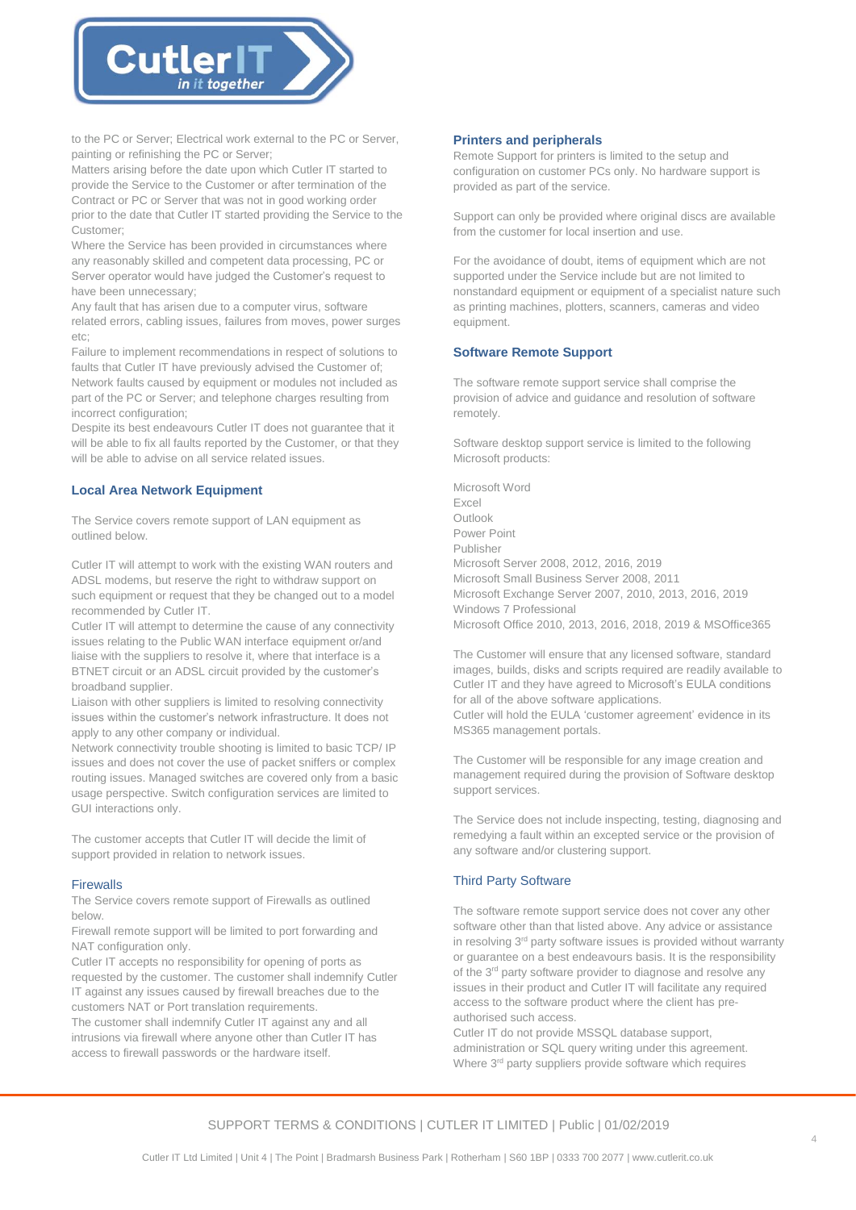to the PC or Server; Electrical work external to the PC or Server, painting or refinishing the PC or Server;

Matters arising before the date upon which Cutler IT started to provide the Service to the Customer or after termination of the Contract or PC or Server that was not in good working order prior to the date that Cutler IT started providing the Service to the Customer;

Where the Service has been provided in circumstances where any reasonably skilled and competent data processing, PC or Server operator would have judged the Customer's request to have been unnecessary;

Any fault that has arisen due to a computer virus, software related errors, cabling issues, failures from moves, power surges etc;

Failure to implement recommendations in respect of solutions to faults that Cutler IT have previously advised the Customer of; Network faults caused by equipment or modules not included as part of the PC or Server; and telephone charges resulting from incorrect configuration;

Despite its best endeavours Cutler IT does not guarantee that it will be able to fix all faults reported by the Customer, or that they will be able to advise on all service related issues.

### Local Area Network Equipment

The Service covers remote support of LAN equipment as outlined below.

Cutler IT will attempt to work with the existing WAN routers and ADSL modems, but reserve the right to withdraw support on such equipment or request that they be changed out to a model recommended by Cutler IT.

Cutler IT will attempt to determine the cause of any connectivity issues relating to the Public WAN interface equipment or/and liaise with the suppliers to resolve it, where that interface is a BTNET circuit or an ADSL circuit provided by the customer's broadband supplier.

Liaison with other suppliers is limited to resolving connectivity issues within the customer's network infrastructure. It does not apply to any other company or individual.

Network connectivity trouble shooting is limited to basic TCP/ IP issues and does not cover the use of packet sniffers or complex routing issues. Managed switches are covered only from a basic usage perspective. Switch configuration services are limited to GUI interactions only.

The customer accepts that Cutler IT will decide the limit of support provided in relation to network issues.

### Firewalls

The Service covers remote support of Firewalls as outlined below.

Firewall remote support will be limited to port forwarding and NAT configuration only.

Cutler IT accepts no responsibility for opening of ports as requested by the customer. The customer shall indemnify Cutler IT against any issues caused by firewall breaches due to the customers NAT or Port translation requirements.

The customer shall indemnify Cutler IT against any and all intrusions via firewall where anyone other than Cutler IT has access to firewall passwords or the hardware itself.

### Printers and peripherals

Remote Support for printers is limited to the setup and configuration on customer PCs only. No hardware support is provided as part of the service.

Support can only be provided where original discs are available from the customer for local insertion and use.

For the avoidance of doubt, items of equipment which are not supported under the Service include but are not limited to nonstandard equipment or equipment of a specialist nature such as printing machines, plotters, scanners, cameras and video equipment.

### Software Remote Support

The software remote support service shall comprise the provision of advice and guidance and resolution of software remotely.

Software desktop support service is limited to the following Microsoft products:

Microsoft Word
Excel
Outlook
Power Point
Publisher
Microsoft Server 2008, 2012, 2016, 2019
Microsoft Small Business Server 2008, 2011
Microsoft Exchange Server 2007, 2010, 2013, 2016, 2019
Windows 7 Professional
Microsoft Office 2010, 2013, 2016, 2018, 2019 & MSOffice365

The Customer will ensure that any licensed software, standard images, builds, disks and scripts required are readily available to Cutler IT and they have agreed to Microsoft's EULA conditions for all of the above software applications.

Cutler will hold the EULA 'customer agreement' evidence in its MS365 management portals.

The Customer will be responsible for any image creation and management required during the provision of Software desktop support services.

The Service does not include inspecting, testing, diagnosing and remedying a fault within an excepted service or the provision of any software and/or clustering support.

### Third Party Software

The software remote support service does not cover any other software other than that listed above. Any advice or assistance in resolving 3rd party software issues is provided without warranty or guarantee on a best endeavours basis. It is the responsibility of the 3rd party software provider to diagnose and resolve any issues in their product and Cutler IT will facilitate any required access to the software product where the client has pre-authorised such access.

Cutler IT do not provide MSSQL database support, administration or SQL query writing under this agreement. Where 3rd party suppliers provide software which requires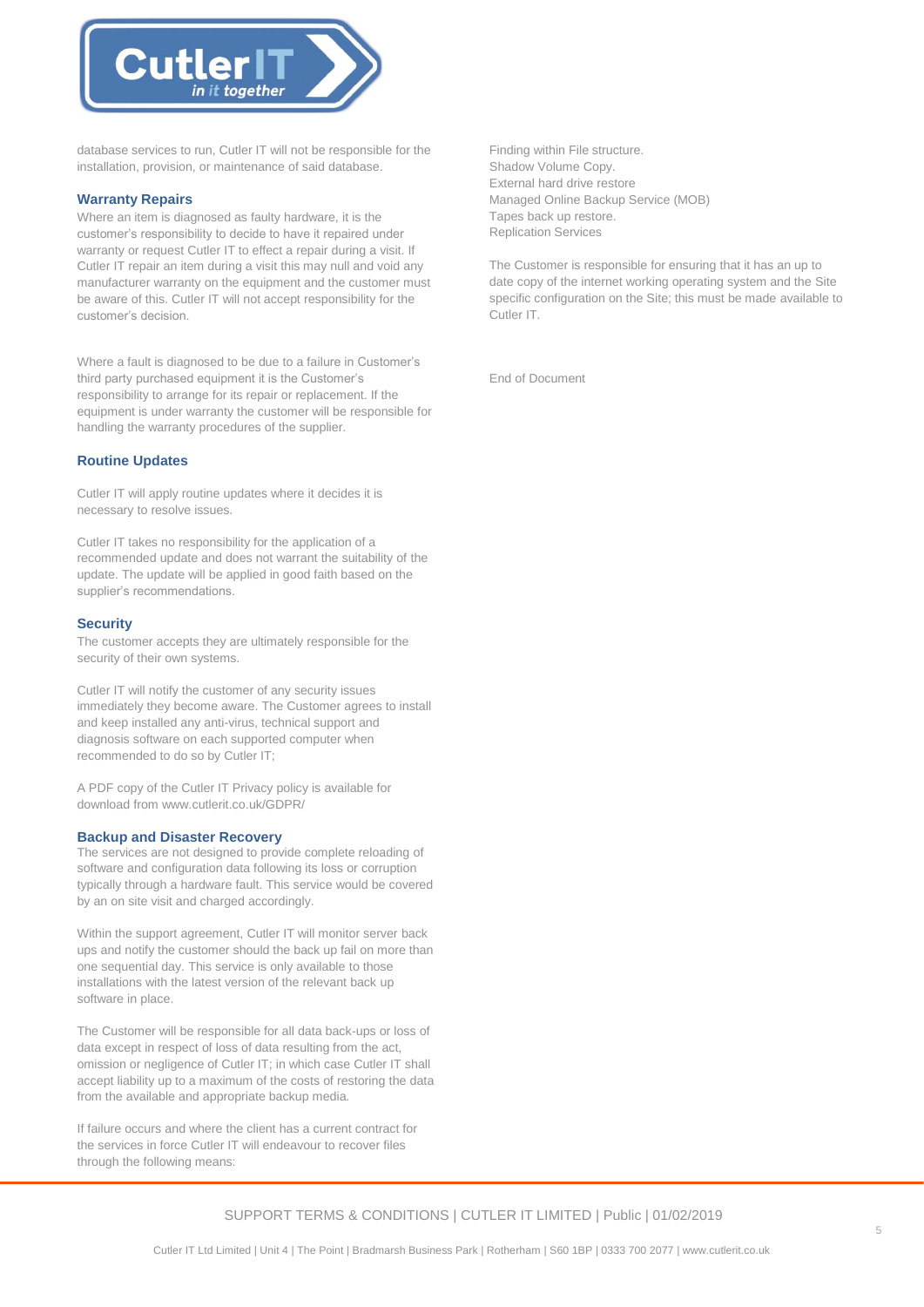database services to run, Cutler IT will not be responsible for the installation, provision, or maintenance of said database.

### Warranty Repairs

Where an item is diagnosed as faulty hardware, it is the customer's responsibility to decide to have it repaired under warranty or request Cutler IT to effect a repair during a visit. If Cutler IT repair an item during a visit this may null and void any manufacturer warranty on the equipment and the customer must be aware of this. Cutler IT will not accept responsibility for the customer's decision.

Where a fault is diagnosed to be due to a failure in Customer's third party purchased equipment it is the Customer's responsibility to arrange for its repair or replacement. If the equipment is under warranty the customer will be responsible for handling the warranty procedures of the supplier.

### Routine Updates

Cutler IT will apply routine updates where it decides it is necessary to resolve issues.

Cutler IT takes no responsibility for the application of a recommended update and does not warrant the suitability of the update. The update will be applied in good faith based on the supplier's recommendations.

### Security

The customer accepts they are ultimately responsible for the security of their own systems.

Cutler IT will notify the customer of any security issues immediately they become aware. The Customer agrees to install and keep installed any anti-virus, technical support and diagnosis software on each supported computer when recommended to do so by Cutler IT;

A PDF copy of the Cutler IT Privacy policy is available for download from www.cutlerit.co.uk/GDPR/

### Backup and Disaster Recovery

The services are not designed to provide complete reloading of software and configuration data following its loss or corruption typically through a hardware fault. This service would be covered by an on site visit and charged accordingly.

Within the support agreement, Cutler IT will monitor server back ups and notify the customer should the back up fail on more than one sequential day. This service is only available to those installations with the latest version of the relevant back up software in place.

The Customer will be responsible for all data back-ups or loss of data except in respect of loss of data resulting from the act, omission or negligence of Cutler IT; in which case Cutler IT shall accept liability up to a maximum of the costs of restoring the data from the available and appropriate backup media.

If failure occurs and where the client has a current contract for the services in force Cutler IT will endeavour to recover files through the following means:

Finding within File structure.
Shadow Volume Copy.
External hard drive restore
Managed Online Backup Service (MOB)
Tapes back up restore.
Replication Services

The Customer is responsible for ensuring that it has an up to date copy of the internet working operating system and the Site specific configuration on the Site; this must be made available to Cutler IT.

End of Document